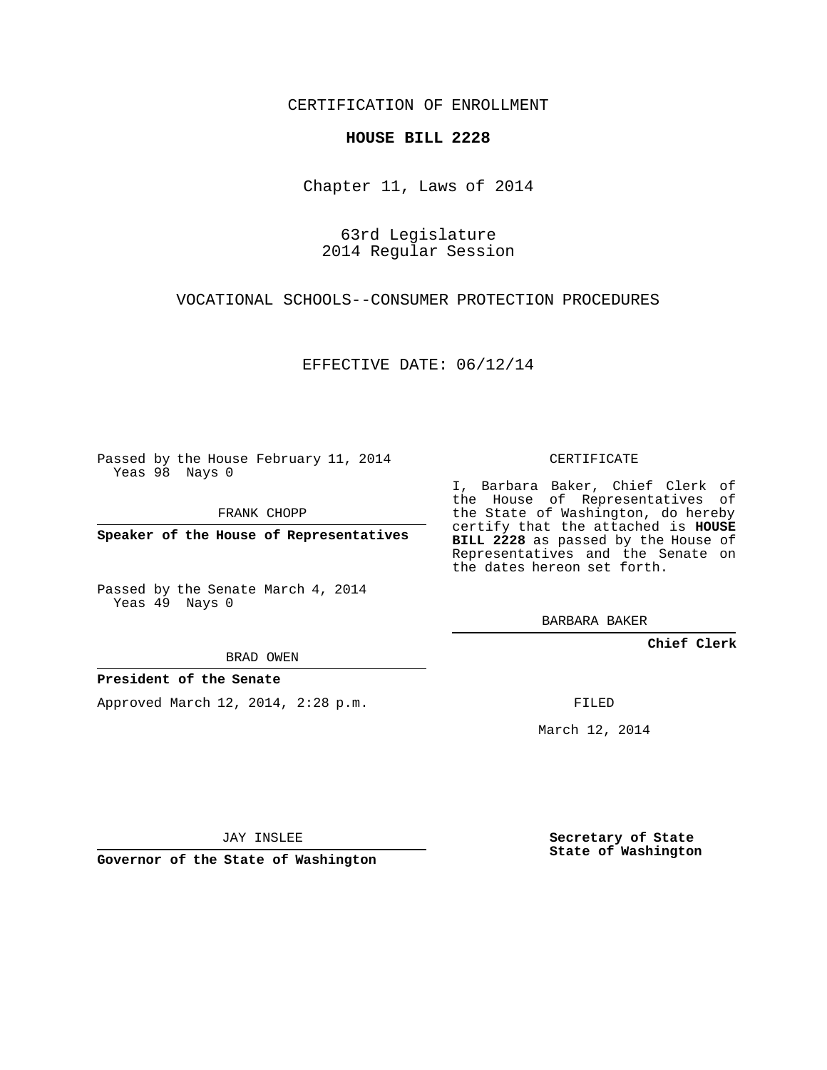CERTIFICATION OF ENROLLMENT

**HOUSE BILL 2228**

Chapter 11, Laws of 2014

63rd Legislature
2014 Regular Session

VOCATIONAL SCHOOLS--CONSUMER PROTECTION PROCEDURES

EFFECTIVE DATE: 06/12/14

Passed by the House February 11, 2014
Yeas 98 Nays 0

FRANK CHOPP

**Speaker of the House of Representatives**

Passed by the Senate March 4, 2014
Yeas 49 Nays 0

BRAD OWEN

**President of the Senate**

Approved March 12, 2014, 2:28 p.m.

JAY INSLEE

**Governor of the State of Washington**

CERTIFICATE

I, Barbara Baker, Chief Clerk of the House of Representatives of the State of Washington, do hereby certify that the attached is **HOUSE BILL 2228** as passed by the House of Representatives and the Senate on the dates hereon set forth.

BARBARA BAKER

**Chief Clerk**

FILED

March 12, 2014

**Secretary of State**
**State of Washington**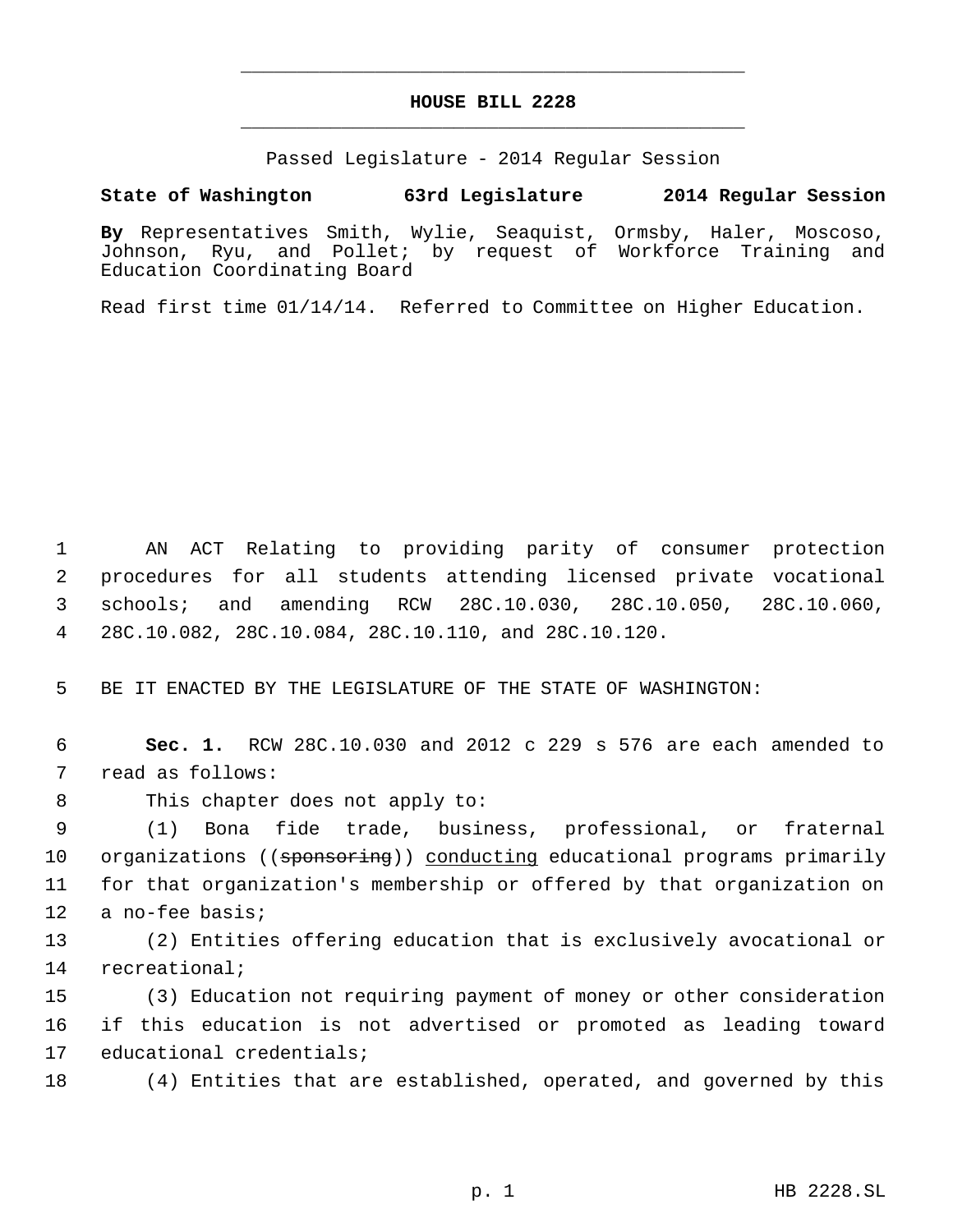# HOUSE BILL 2228

Passed Legislature - 2014 Regular Session

**State of Washington 63rd Legislature 2014 Regular Session**

**By** Representatives Smith, Wylie, Seaquist, Ormsby, Haler, Moscoso, Johnson, Ryu, and Pollet; by request of Workforce Training and Education Coordinating Board

Read first time 01/14/14. Referred to Committee on Higher Education.

AN ACT Relating to providing parity of consumer protection procedures for all students attending licensed private vocational schools; and amending RCW 28C.10.030, 28C.10.050, 28C.10.060, 28C.10.082, 28C.10.084, 28C.10.110, and 28C.10.120.

BE IT ENACTED BY THE LEGISLATURE OF THE STATE OF WASHINGTON:

**Sec. 1.** RCW 28C.10.030 and 2012 c 229 s 576 are each amended to read as follows:

This chapter does not apply to:

(1) Bona fide trade, business, professional, or fraternal organizations ((~~sponsoring~~)) <u>conducting</u> educational programs primarily for that organization's membership or offered by that organization on a no-fee basis;

(2) Entities offering education that is exclusively avocational or recreational;

(3) Education not requiring payment of money or other consideration if this education is not advertised or promoted as leading toward educational credentials;

(4) Entities that are established, operated, and governed by this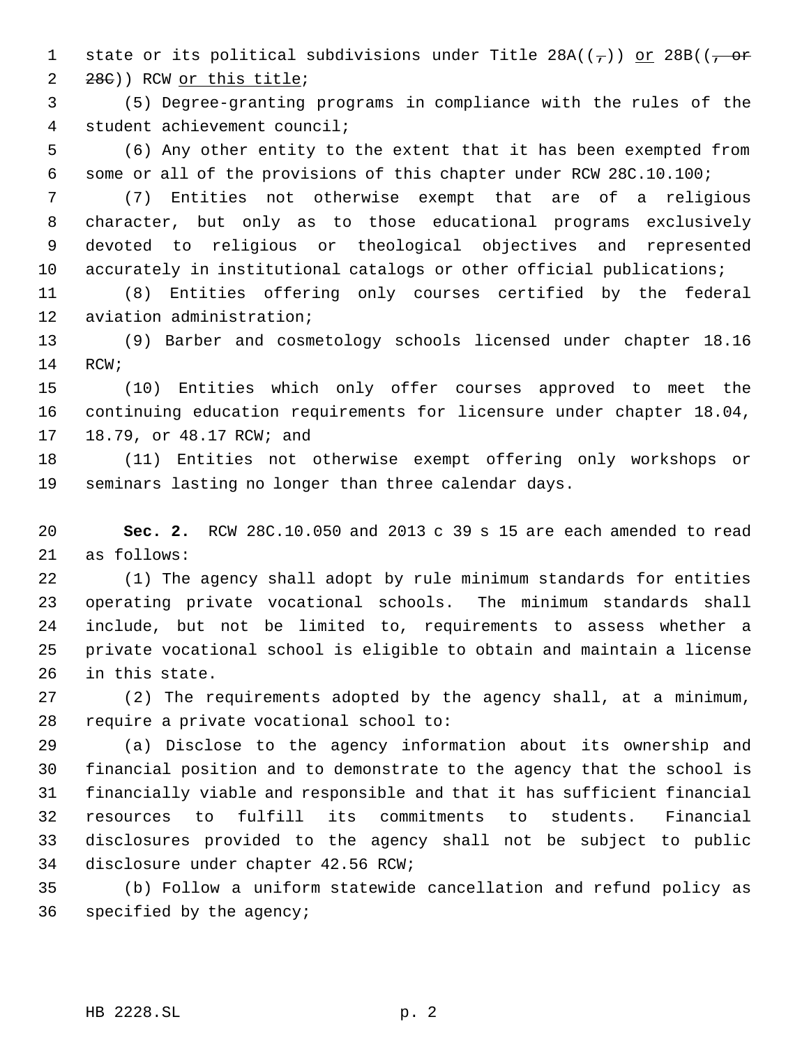state or its political subdivisions under Title 28A((,)) <u>or</u> 28B((, or 28C)) RCW <u>or this title</u>;

(5) Degree-granting programs in compliance with the rules of the student achievement council;

(6) Any other entity to the extent that it has been exempted from some or all of the provisions of this chapter under RCW 28C.10.100;

(7) Entities not otherwise exempt that are of a religious character, but only as to those educational programs exclusively devoted to religious or theological objectives and represented accurately in institutional catalogs or other official publications;

(8) Entities offering only courses certified by the federal aviation administration;

(9) Barber and cosmetology schools licensed under chapter 18.16 RCW;

(10) Entities which only offer courses approved to meet the continuing education requirements for licensure under chapter 18.04, 18.79, or 48.17 RCW; and

(11) Entities not otherwise exempt offering only workshops or seminars lasting no longer than three calendar days.

**Sec. 2.** RCW 28C.10.050 and 2013 c 39 s 15 are each amended to read as follows:

(1) The agency shall adopt by rule minimum standards for entities operating private vocational schools. The minimum standards shall include, but not be limited to, requirements to assess whether a private vocational school is eligible to obtain and maintain a license in this state.

(2) The requirements adopted by the agency shall, at a minimum, require a private vocational school to:

(a) Disclose to the agency information about its ownership and financial position and to demonstrate to the agency that the school is financially viable and responsible and that it has sufficient financial resources to fulfill its commitments to students. Financial disclosures provided to the agency shall not be subject to public disclosure under chapter 42.56 RCW;

(b) Follow a uniform statewide cancellation and refund policy as specified by the agency;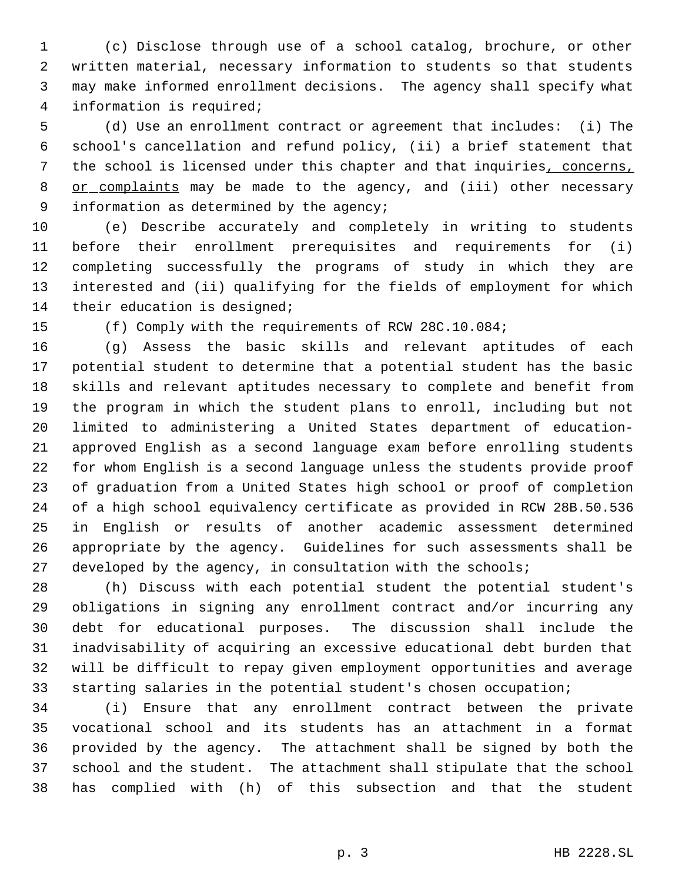(c) Disclose through use of a school catalog, brochure, or other written material, necessary information to students so that students may make informed enrollment decisions. The agency shall specify what information is required;

(d) Use an enrollment contract or agreement that includes: (i) The school's cancellation and refund policy, (ii) a brief statement that the school is licensed under this chapter and that inquiries<u>, concerns, or complaints</u> may be made to the agency, and (iii) other necessary information as determined by the agency;

(e) Describe accurately and completely in writing to students before their enrollment prerequisites and requirements for (i) completing successfully the programs of study in which they are interested and (ii) qualifying for the fields of employment for which their education is designed;

(f) Comply with the requirements of RCW 28C.10.084;

(g) Assess the basic skills and relevant aptitudes of each potential student to determine that a potential student has the basic skills and relevant aptitudes necessary to complete and benefit from the program in which the student plans to enroll, including but not limited to administering a United States department of education-approved English as a second language exam before enrolling students for whom English is a second language unless the students provide proof of graduation from a United States high school or proof of completion of a high school equivalency certificate as provided in RCW 28B.50.536 in English or results of another academic assessment determined appropriate by the agency. Guidelines for such assessments shall be developed by the agency, in consultation with the schools;

(h) Discuss with each potential student the potential student's obligations in signing any enrollment contract and/or incurring any debt for educational purposes. The discussion shall include the inadvisability of acquiring an excessive educational debt burden that will be difficult to repay given employment opportunities and average starting salaries in the potential student's chosen occupation;

(i) Ensure that any enrollment contract between the private vocational school and its students has an attachment in a format provided by the agency. The attachment shall be signed by both the school and the student. The attachment shall stipulate that the school has complied with (h) of this subsection and that the student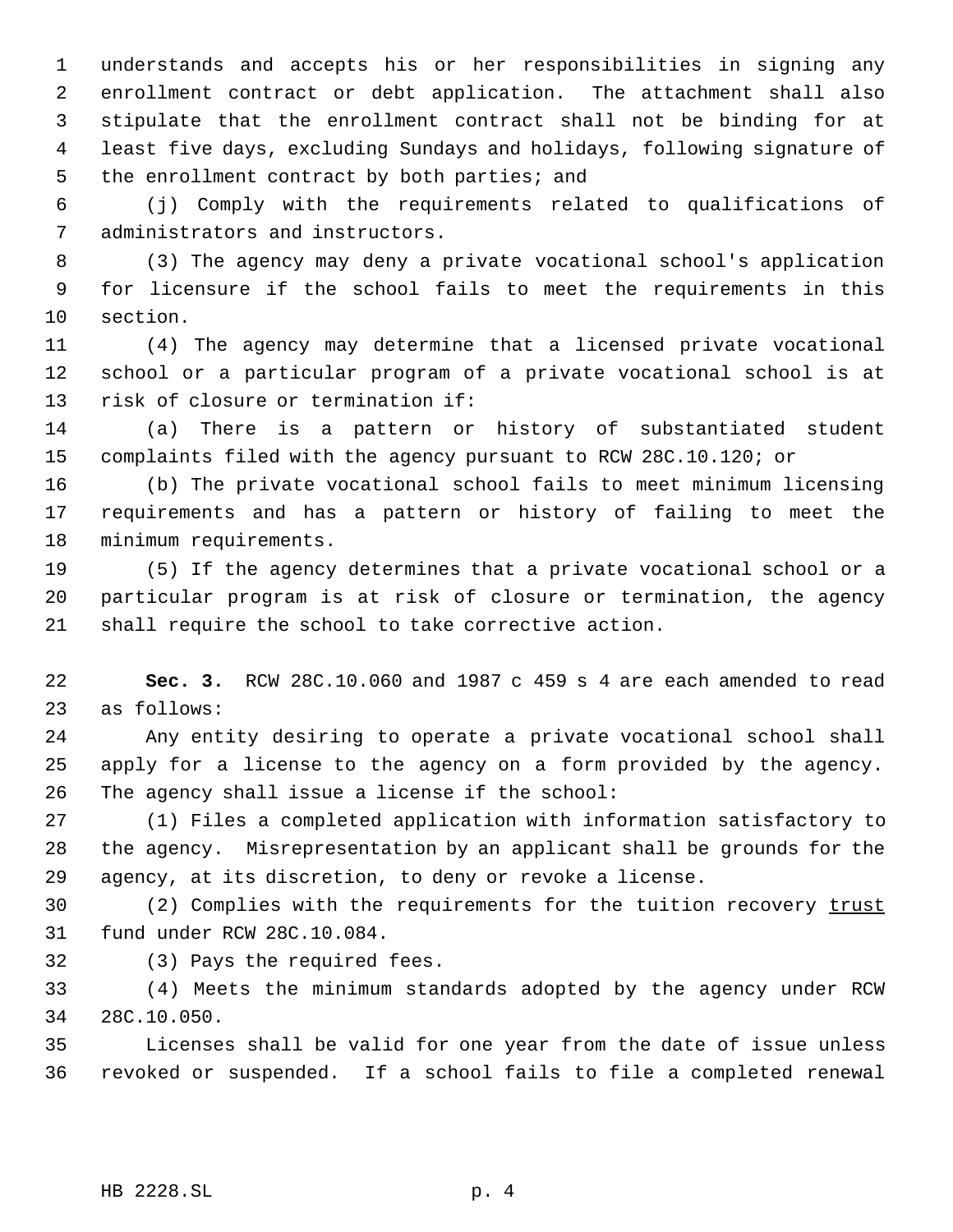understands and accepts his or her responsibilities in signing any enrollment contract or debt application. The attachment shall also stipulate that the enrollment contract shall not be binding for at least five days, excluding Sundays and holidays, following signature of the enrollment contract by both parties; and

(j) Comply with the requirements related to qualifications of administrators and instructors.

(3) The agency may deny a private vocational school's application for licensure if the school fails to meet the requirements in this section.

(4) The agency may determine that a licensed private vocational school or a particular program of a private vocational school is at risk of closure or termination if:

(a) There is a pattern or history of substantiated student complaints filed with the agency pursuant to RCW 28C.10.120; or

(b) The private vocational school fails to meet minimum licensing requirements and has a pattern or history of failing to meet the minimum requirements.

(5) If the agency determines that a private vocational school or a particular program is at risk of closure or termination, the agency shall require the school to take corrective action.

**Sec. 3.** RCW 28C.10.060 and 1987 c 459 s 4 are each amended to read as follows:

Any entity desiring to operate a private vocational school shall apply for a license to the agency on a form provided by the agency. The agency shall issue a license if the school:

(1) Files a completed application with information satisfactory to the agency. Misrepresentation by an applicant shall be grounds for the agency, at its discretion, to deny or revoke a license.

(2) Complies with the requirements for the tuition recovery <u>trust</u> fund under RCW 28C.10.084.

(3) Pays the required fees.

(4) Meets the minimum standards adopted by the agency under RCW 28C.10.050.

Licenses shall be valid for one year from the date of issue unless revoked or suspended. If a school fails to file a completed renewal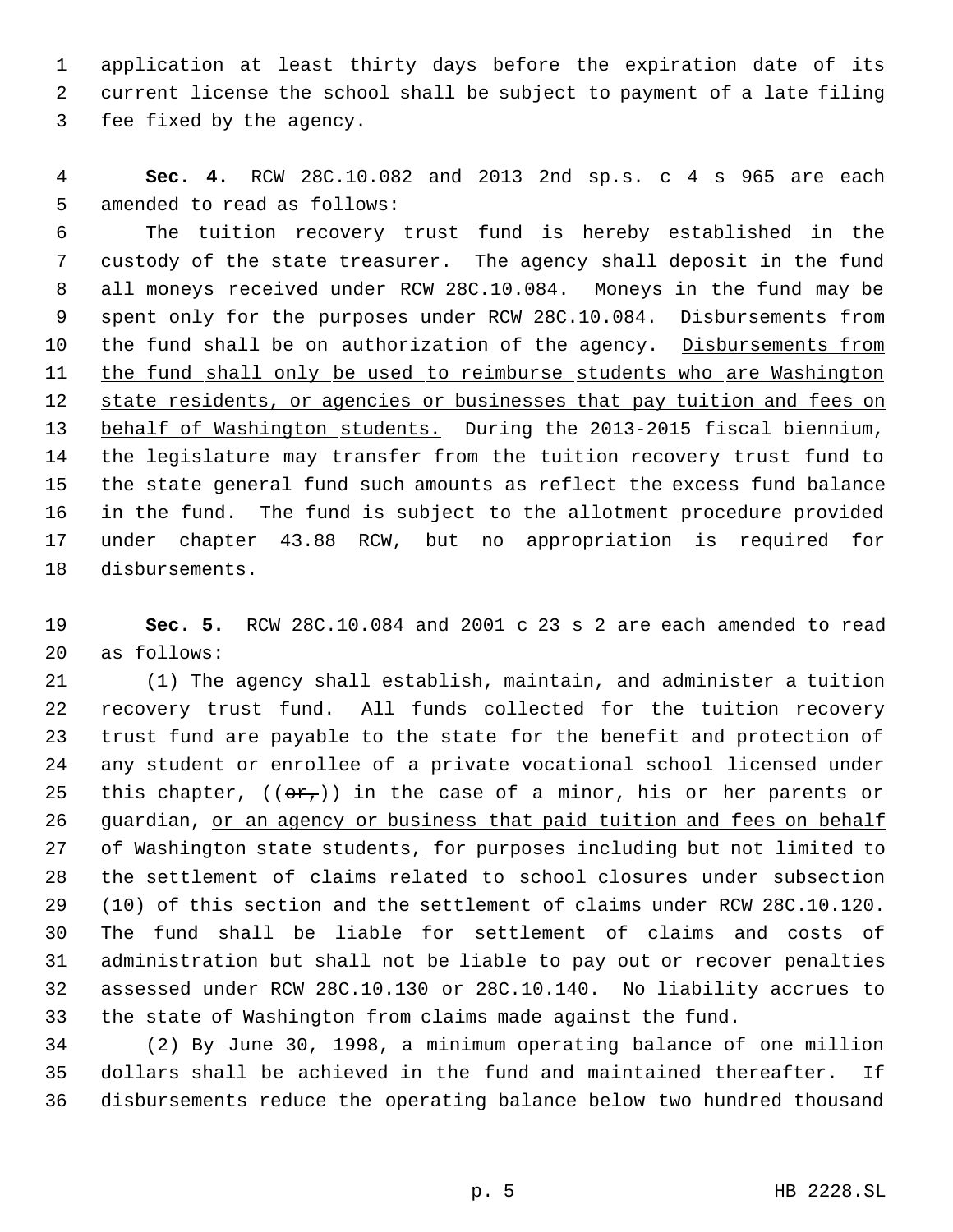application at least thirty days before the expiration date of its current license the school shall be subject to payment of a late filing fee fixed by the agency.

**Sec. 4.** RCW 28C.10.082 and 2013 2nd sp.s. c 4 s 965 are each amended to read as follows:

The tuition recovery trust fund is hereby established in the custody of the state treasurer. The agency shall deposit in the fund all moneys received under RCW 28C.10.084. Moneys in the fund may be spent only for the purposes under RCW 28C.10.084. Disbursements from the fund shall be on authorization of the agency. <u>Disbursements from the fund shall only be used to reimburse students who are Washington state residents, or agencies or businesses that pay tuition and fees on behalf of Washington students.</u> During the 2013-2015 fiscal biennium, the legislature may transfer from the tuition recovery trust fund to the state general fund such amounts as reflect the excess fund balance in the fund. The fund is subject to the allotment procedure provided under chapter 43.88 RCW, but no appropriation is required for disbursements.

**Sec. 5.** RCW 28C.10.084 and 2001 c 23 s 2 are each amended to read as follows:

(1) The agency shall establish, maintain, and administer a tuition recovery trust fund. All funds collected for the tuition recovery trust fund are payable to the state for the benefit and protection of any student or enrollee of a private vocational school licensed under this chapter, ((~~or,~~)) in the case of a minor, his or her parents or guardian, <u>or an agency or business that paid tuition and fees on behalf of Washington state students,</u> for purposes including but not limited to the settlement of claims related to school closures under subsection (10) of this section and the settlement of claims under RCW 28C.10.120. The fund shall be liable for settlement of claims and costs of administration but shall not be liable to pay out or recover penalties assessed under RCW 28C.10.130 or 28C.10.140. No liability accrues to the state of Washington from claims made against the fund.

(2) By June 30, 1998, a minimum operating balance of one million dollars shall be achieved in the fund and maintained thereafter. If disbursements reduce the operating balance below two hundred thousand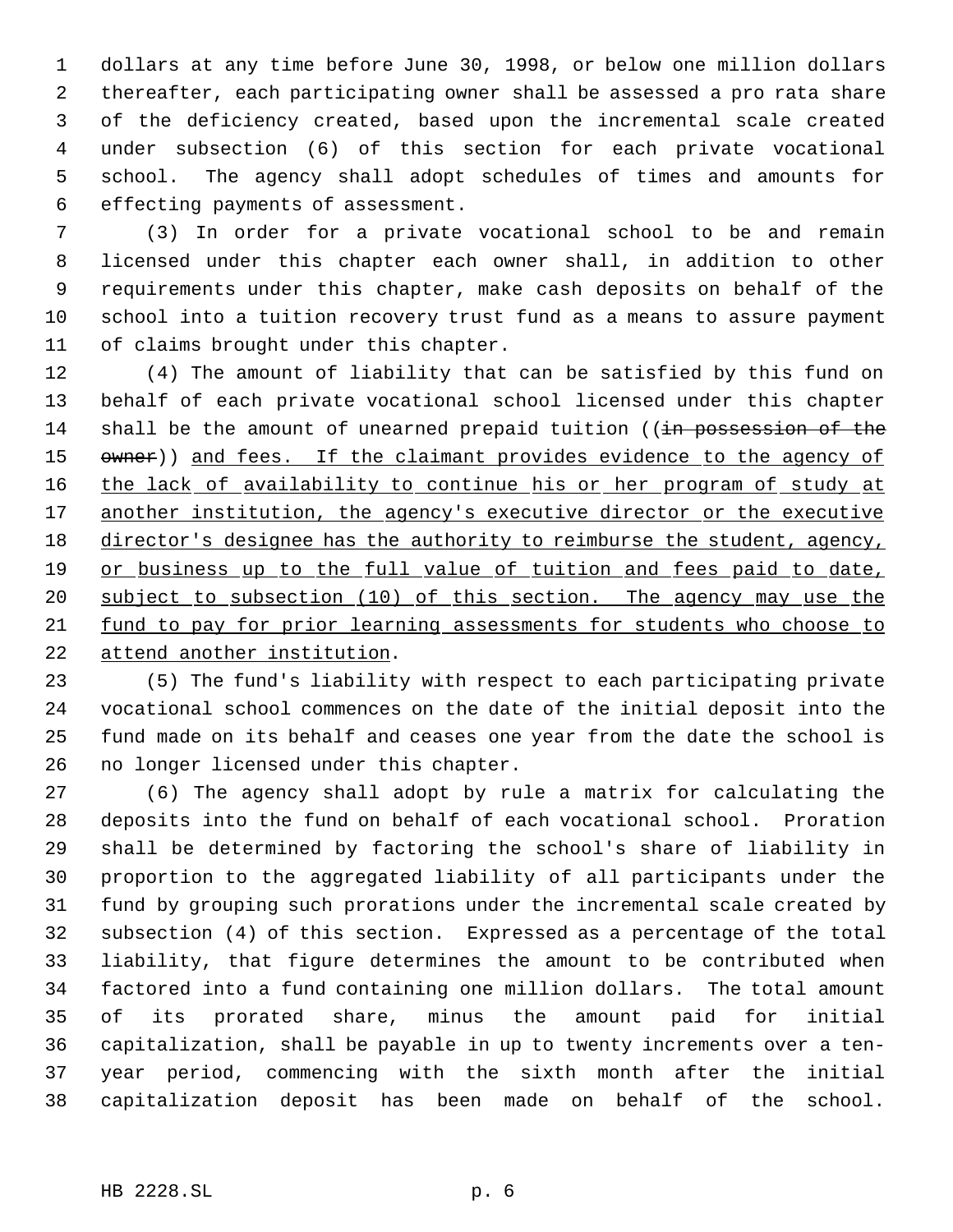dollars at any time before June 30, 1998, or below one million dollars thereafter, each participating owner shall be assessed a pro rata share of the deficiency created, based upon the incremental scale created under subsection (6) of this section for each private vocational school. The agency shall adopt schedules of times and amounts for effecting payments of assessment.

(3) In order for a private vocational school to be and remain licensed under this chapter each owner shall, in addition to other requirements under this chapter, make cash deposits on behalf of the school into a tuition recovery trust fund as a means to assure payment of claims brought under this chapter.

(4) The amount of liability that can be satisfied by this fund on behalf of each private vocational school licensed under this chapter shall be the amount of unearned prepaid tuition ((~~in possession of the owner~~)) <u>and fees. If the claimant provides evidence to the agency of the lack of availability to continue his or her program of study at another institution, the agency's executive director or the executive director's designee has the authority to reimburse the student, agency, or business up to the full value of tuition and fees paid to date, subject to subsection (10) of this section. The agency may use the fund to pay for prior learning assessments for students who choose to attend another institution</u>.

(5) The fund's liability with respect to each participating private vocational school commences on the date of the initial deposit into the fund made on its behalf and ceases one year from the date the school is no longer licensed under this chapter.

(6) The agency shall adopt by rule a matrix for calculating the deposits into the fund on behalf of each vocational school. Proration shall be determined by factoring the school's share of liability in proportion to the aggregated liability of all participants under the fund by grouping such prorations under the incremental scale created by subsection (4) of this section. Expressed as a percentage of the total liability, that figure determines the amount to be contributed when factored into a fund containing one million dollars. The total amount of its prorated share, minus the amount paid for initial capitalization, shall be payable in up to twenty increments over a ten-year period, commencing with the sixth month after the initial capitalization deposit has been made on behalf of the school.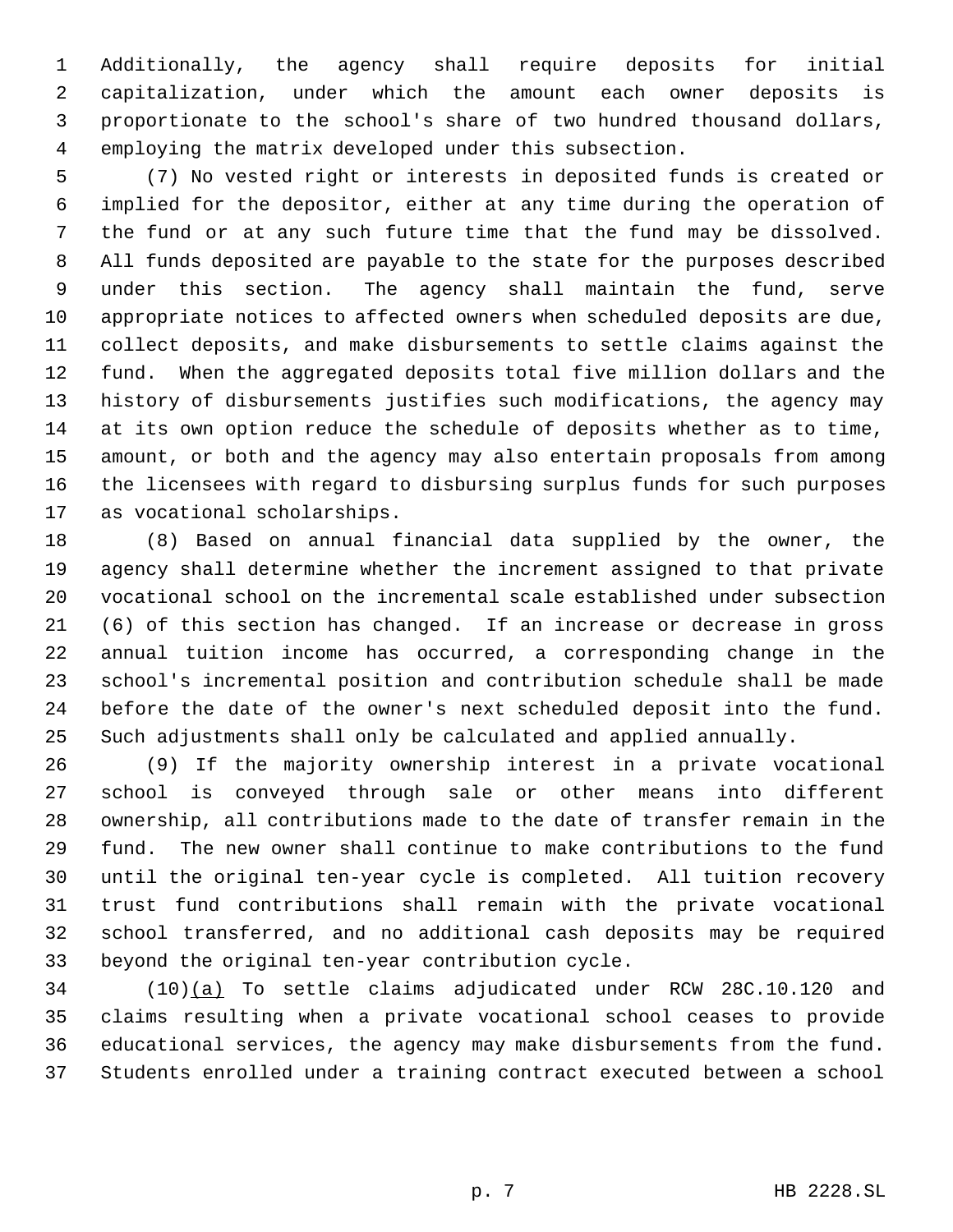Additionally, the agency shall require deposits for initial capitalization, under which the amount each owner deposits is proportionate to the school's share of two hundred thousand dollars, employing the matrix developed under this subsection.

(7) No vested right or interests in deposited funds is created or implied for the depositor, either at any time during the operation of the fund or at any such future time that the fund may be dissolved. All funds deposited are payable to the state for the purposes described under this section. The agency shall maintain the fund, serve appropriate notices to affected owners when scheduled deposits are due, collect deposits, and make disbursements to settle claims against the fund. When the aggregated deposits total five million dollars and the history of disbursements justifies such modifications, the agency may at its own option reduce the schedule of deposits whether as to time, amount, or both and the agency may also entertain proposals from among the licensees with regard to disbursing surplus funds for such purposes as vocational scholarships.

(8) Based on annual financial data supplied by the owner, the agency shall determine whether the increment assigned to that private vocational school on the incremental scale established under subsection (6) of this section has changed. If an increase or decrease in gross annual tuition income has occurred, a corresponding change in the school's incremental position and contribution schedule shall be made before the date of the owner's next scheduled deposit into the fund. Such adjustments shall only be calculated and applied annually.

(9) If the majority ownership interest in a private vocational school is conveyed through sale or other means into different ownership, all contributions made to the date of transfer remain in the fund. The new owner shall continue to make contributions to the fund until the original ten-year cycle is completed. All tuition recovery trust fund contributions shall remain with the private vocational school transferred, and no additional cash deposits may be required beyond the original ten-year contribution cycle.

(10)(a) To settle claims adjudicated under RCW 28C.10.120 and claims resulting when a private vocational school ceases to provide educational services, the agency may make disbursements from the fund. Students enrolled under a training contract executed between a school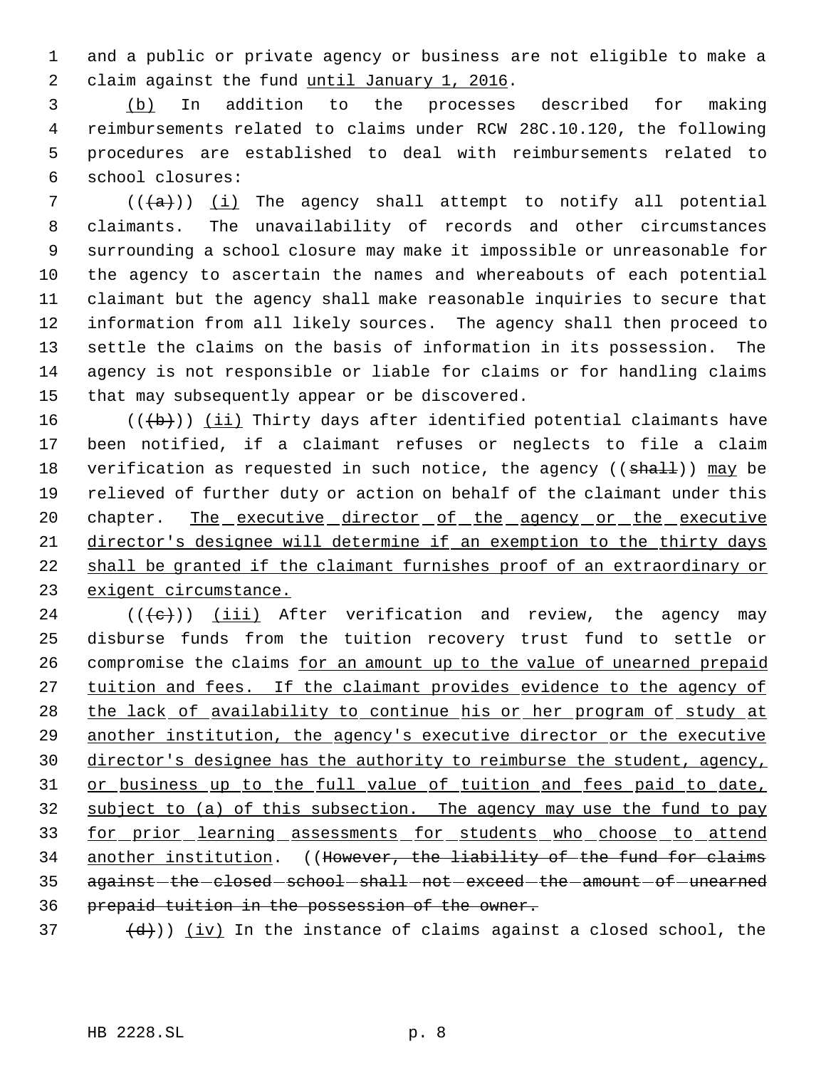and a public or private agency or business are not eligible to make a claim against the fund until January 1, 2016.

(b) In addition to the processes described for making reimbursements related to claims under RCW 28C.10.120, the following procedures are established to deal with reimbursements related to school closures:

(((a))) (i) The agency shall attempt to notify all potential claimants. The unavailability of records and other circumstances surrounding a school closure may make it impossible or unreasonable for the agency to ascertain the names and whereabouts of each potential claimant but the agency shall make reasonable inquiries to secure that information from all likely sources. The agency shall then proceed to settle the claims on the basis of information in its possession. The agency is not responsible or liable for claims or for handling claims that may subsequently appear or be discovered.

(((b))) (ii) Thirty days after identified potential claimants have been notified, if a claimant refuses or neglects to file a claim verification as requested in such notice, the agency ((shall)) may be relieved of further duty or action on behalf of the claimant under this chapter. The executive director of the agency or the executive director's designee will determine if an exemption to the thirty days shall be granted if the claimant furnishes proof of an extraordinary or exigent circumstance.

(((c))) (iii) After verification and review, the agency may disburse funds from the tuition recovery trust fund to settle or compromise the claims for an amount up to the value of unearned prepaid tuition and fees. If the claimant provides evidence to the agency of the lack of availability to continue his or her program of study at another institution, the agency's executive director or the executive director's designee has the authority to reimburse the student, agency, or business up to the full value of tuition and fees paid to date, subject to (a) of this subsection. The agency may use the fund to pay for prior learning assessments for students who choose to attend another institution. ((However, the liability of the fund for claims against the closed school shall not exceed the amount of unearned prepaid tuition in the possession of the owner.

(d))) (iv) In the instance of claims against a closed school, the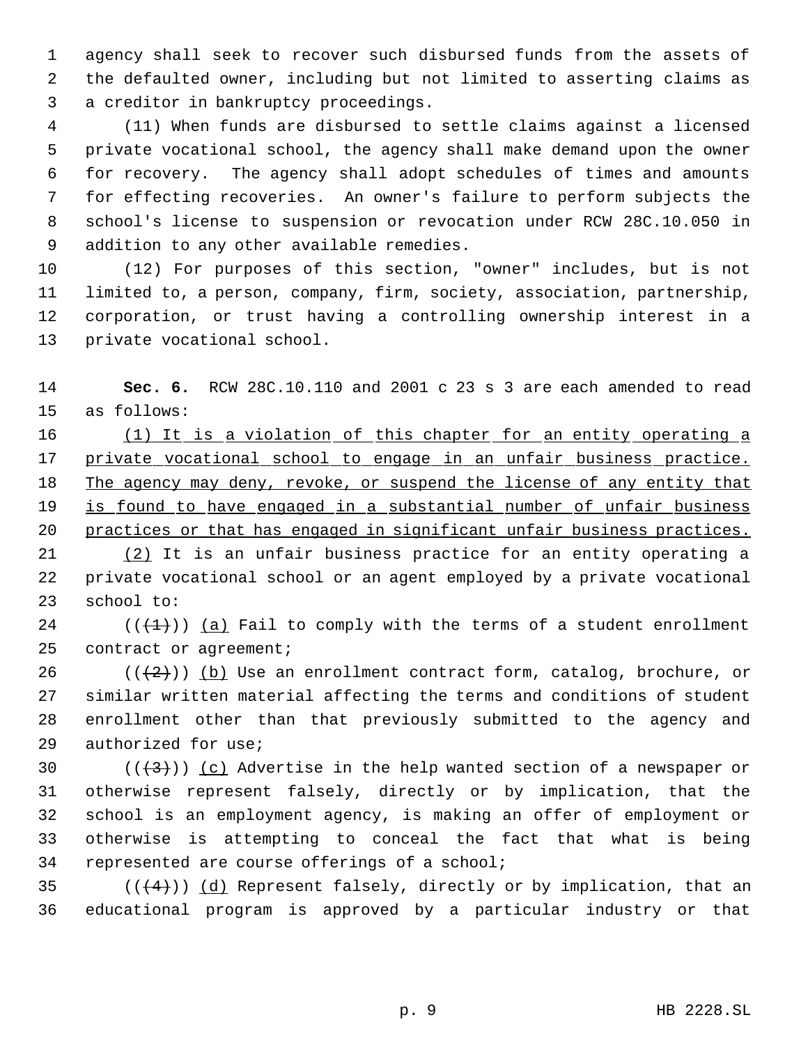agency shall seek to recover such disbursed funds from the assets of the defaulted owner, including but not limited to asserting claims as a creditor in bankruptcy proceedings.

(11) When funds are disbursed to settle claims against a licensed private vocational school, the agency shall make demand upon the owner for recovery. The agency shall adopt schedules of times and amounts for effecting recoveries. An owner's failure to perform subjects the school's license to suspension or revocation under RCW 28C.10.050 in addition to any other available remedies.

(12) For purposes of this section, "owner" includes, but is not limited to, a person, company, firm, society, association, partnership, corporation, or trust having a controlling ownership interest in a private vocational school.

**Sec. 6.** RCW 28C.10.110 and 2001 c 23 s 3 are each amended to read as follows:

<u>(1) It is a violation of this chapter for an entity operating a private vocational school to engage in an unfair business practice. The agency may deny, revoke, or suspend the license of any entity that is found to have engaged in a substantial number of unfair business practices or that has engaged in significant unfair business practices.</u>

<u>(2)</u> It is an unfair business practice for an entity operating a private vocational school or an agent employed by a private vocational school to:

~~((1))~~ <u>(a)</u> Fail to comply with the terms of a student enrollment contract or agreement;

~~((2))~~ <u>(b)</u> Use an enrollment contract form, catalog, brochure, or similar written material affecting the terms and conditions of student enrollment other than that previously submitted to the agency and authorized for use;

~~((3))~~ <u>(c)</u> Advertise in the help wanted section of a newspaper or otherwise represent falsely, directly or by implication, that the school is an employment agency, is making an offer of employment or otherwise is attempting to conceal the fact that what is being represented are course offerings of a school;

~~((4))~~ <u>(d)</u> Represent falsely, directly or by implication, that an educational program is approved by a particular industry or that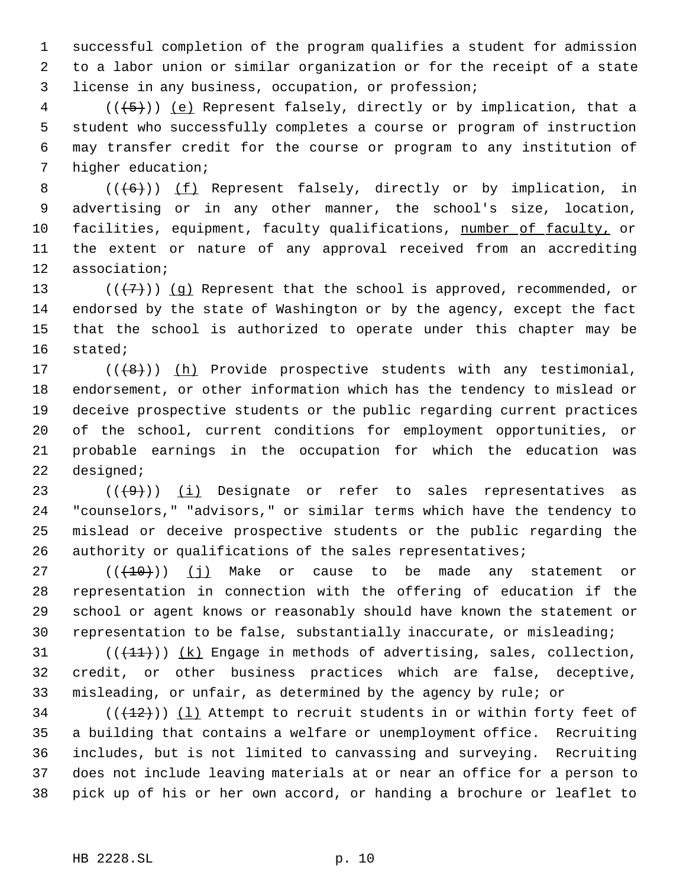successful completion of the program qualifies a student for admission to a labor union or similar organization or for the receipt of a state license in any business, occupation, or profession;

~~((5))~~ (e) Represent falsely, directly or by implication, that a student who successfully completes a course or program of instruction may transfer credit for the course or program to any institution of higher education;

~~((6))~~ (f) Represent falsely, directly or by implication, in advertising or in any other manner, the school's size, location, facilities, equipment, faculty qualifications, <u>number of faculty,</u> or the extent or nature of any approval received from an accrediting association;

~~((7))~~ (g) Represent that the school is approved, recommended, or endorsed by the state of Washington or by the agency, except the fact that the school is authorized to operate under this chapter may be stated;

~~((8))~~ (h) Provide prospective students with any testimonial, endorsement, or other information which has the tendency to mislead or deceive prospective students or the public regarding current practices of the school, current conditions for employment opportunities, or probable earnings in the occupation for which the education was designed;

~~((9))~~ (i) Designate or refer to sales representatives as "counselors," "advisors," or similar terms which have the tendency to mislead or deceive prospective students or the public regarding the authority or qualifications of the sales representatives;

~~((10))~~ (j) Make or cause to be made any statement or representation in connection with the offering of education if the school or agent knows or reasonably should have known the statement or representation to be false, substantially inaccurate, or misleading;

~~((11))~~ (k) Engage in methods of advertising, sales, collection, credit, or other business practices which are false, deceptive, misleading, or unfair, as determined by the agency by rule; or

~~((12))~~ (l) Attempt to recruit students in or within forty feet of a building that contains a welfare or unemployment office. Recruiting includes, but is not limited to canvassing and surveying. Recruiting does not include leaving materials at or near an office for a person to pick up of his or her own accord, or handing a brochure or leaflet to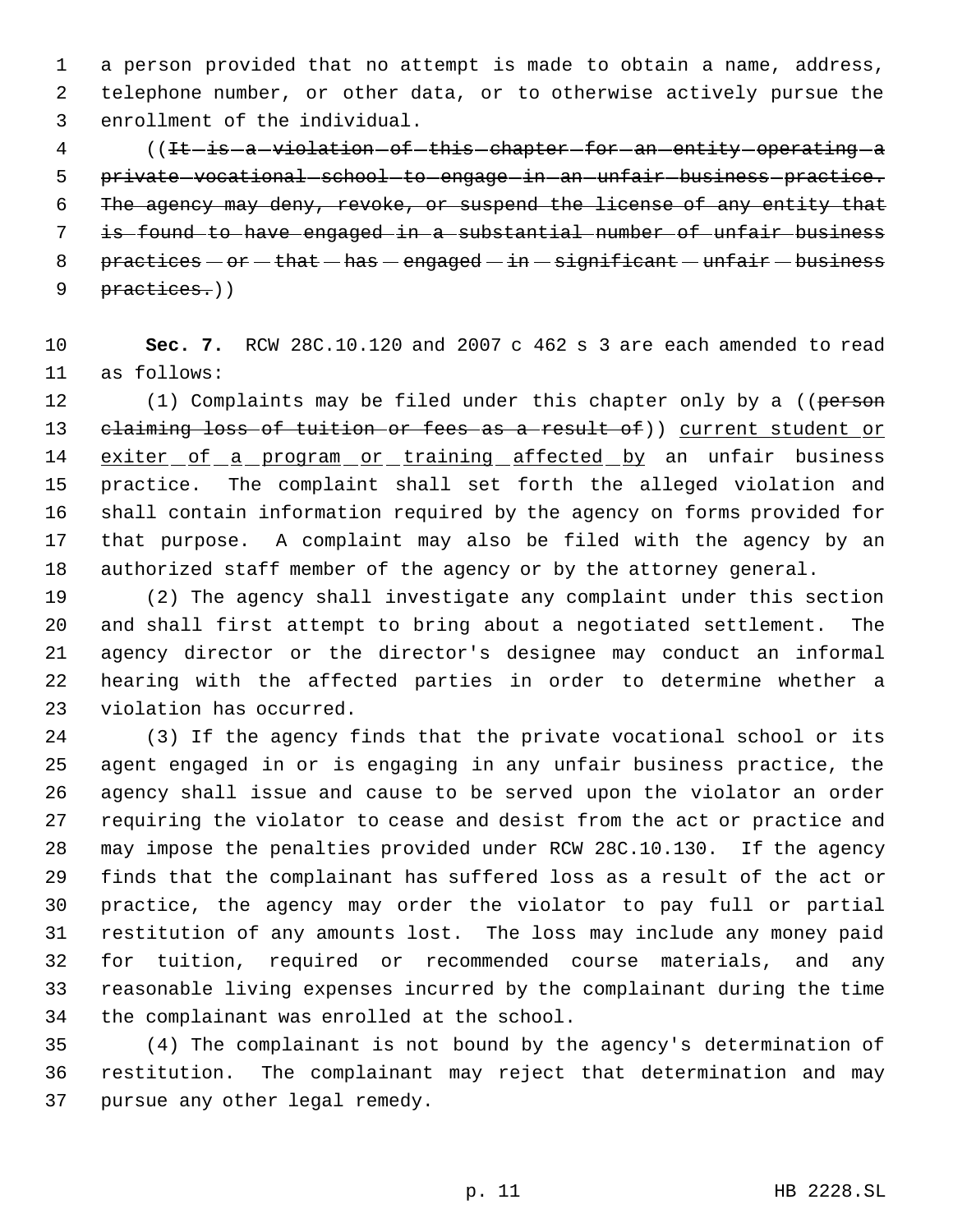a person provided that no attempt is made to obtain a name, address, telephone number, or other data, or to otherwise actively pursue the enrollment of the individual.

((~~It is a violation of this chapter for an entity operating a private vocational school to engage in an unfair business practice. The agency may deny, revoke, or suspend the license of any entity that is found to have engaged in a substantial number of unfair business practices or that has engaged in significant unfair business practices.~~))

**Sec. 7.** RCW 28C.10.120 and 2007 c 462 s 3 are each amended to read as follows:

(1) Complaints may be filed under this chapter only by a ((~~person claiming loss of tuition or fees as a result of~~)) current student or exiter of a program or training affected by an unfair business practice. The complaint shall set forth the alleged violation and shall contain information required by the agency on forms provided for that purpose. A complaint may also be filed with the agency by an authorized staff member of the agency or by the attorney general.

(2) The agency shall investigate any complaint under this section and shall first attempt to bring about a negotiated settlement. The agency director or the director's designee may conduct an informal hearing with the affected parties in order to determine whether a violation has occurred.

(3) If the agency finds that the private vocational school or its agent engaged in or is engaging in any unfair business practice, the agency shall issue and cause to be served upon the violator an order requiring the violator to cease and desist from the act or practice and may impose the penalties provided under RCW 28C.10.130. If the agency finds that the complainant has suffered loss as a result of the act or practice, the agency may order the violator to pay full or partial restitution of any amounts lost. The loss may include any money paid for tuition, required or recommended course materials, and any reasonable living expenses incurred by the complainant during the time the complainant was enrolled at the school.

(4) The complainant is not bound by the agency's determination of restitution. The complainant may reject that determination and may pursue any other legal remedy.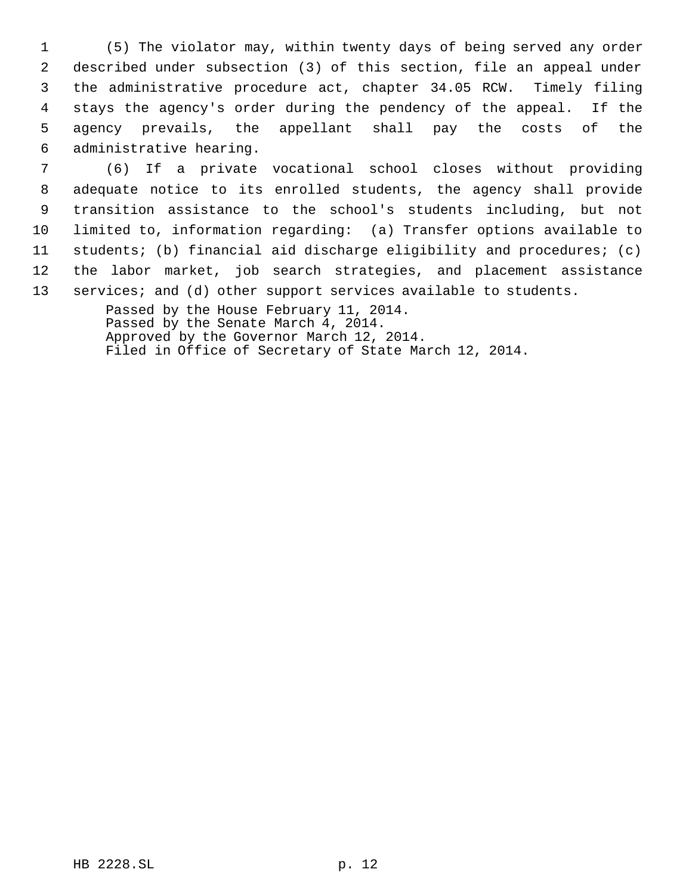(5) The violator may, within twenty days of being served any order described under subsection (3) of this section, file an appeal under the administrative procedure act, chapter 34.05 RCW. Timely filing stays the agency's order during the pendency of the appeal. If the agency prevails, the appellant shall pay the costs of the administrative hearing.

(6) If a private vocational school closes without providing adequate notice to its enrolled students, the agency shall provide transition assistance to the school's students including, but not limited to, information regarding: (a) Transfer options available to students; (b) financial aid discharge eligibility and procedures; (c) the labor market, job search strategies, and placement assistance services; and (d) other support services available to students.

Passed by the House February 11, 2014.
Passed by the Senate March 4, 2014.
Approved by the Governor March 12, 2014.
Filed in Office of Secretary of State March 12, 2014.